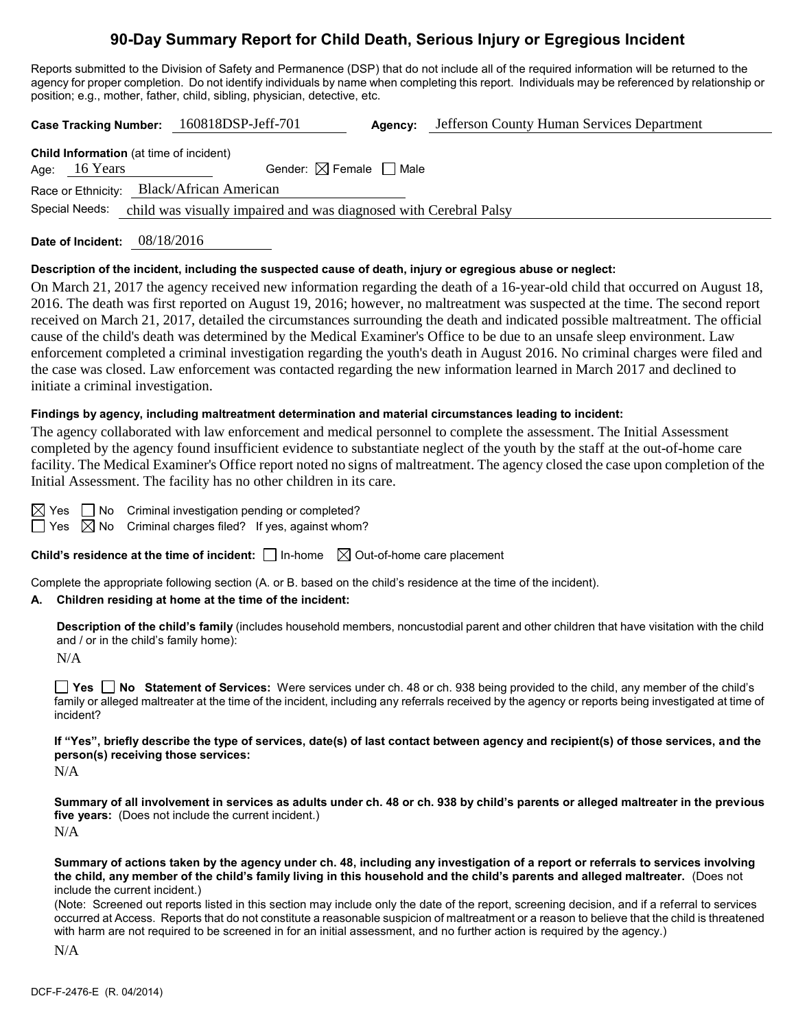# 90-Day Summary Report for Child Death, Serious Injury or Egregious Incident

Reports submitted to the Division of Safety and Permanence (DSP) that do not include all of the required information will be returned to the agency for proper completion. Do not identify individuals by name when completing this report. Individuals may be referenced by relationship or position; e.g., mother, father, child, sibling, physician, detective, etc.

**Case Tracking Number:** 160818DSP-Jeff-701 **Agency:** Jefferson County Human Services Department

**Child Information** (at time of incident)
Age: 16 Years Gender: ☒ Female ☐ Male
Race or Ethnicity: Black/African American
Special Needs: child was visually impaired and was diagnosed with Cerebral Palsy

**Date of Incident:** 08/18/2016

**Description of the incident, including the suspected cause of death, injury or egregious abuse or neglect:**

On March 21, 2017 the agency received new information regarding the death of a 16-year-old child that occurred on August 18, 2016. The death was first reported on August 19, 2016; however, no maltreatment was suspected at the time. The second report received on March 21, 2017, detailed the circumstances surrounding the death and indicated possible maltreatment. The official cause of the child's death was determined by the Medical Examiner's Office to be due to an unsafe sleep environment. Law enforcement completed a criminal investigation regarding the youth's death in August 2016. No criminal charges were filed and the case was closed. Law enforcement was contacted regarding the new information learned in March 2017 and declined to initiate a criminal investigation.

**Findings by agency, including maltreatment determination and material circumstances leading to incident:**

The agency collaborated with law enforcement and medical personnel to complete the assessment. The Initial Assessment completed by the agency found insufficient evidence to substantiate neglect of the youth by the staff at the out-of-home care facility. The Medical Examiner's Office report noted no signs of maltreatment. The agency closed the case upon completion of the Initial Assessment. The facility has no other children in its care.

☒ Yes ☐ No Criminal investigation pending or completed?
☐ Yes ☒ No Criminal charges filed? If yes, against whom?

**Child's residence at the time of incident:** ☐ In-home ☒ Out-of-home care placement

Complete the appropriate following section (A. or B. based on the child's residence at the time of the incident).

**A. Children residing at home at the time of the incident:**

**Description of the child's family** (includes household members, noncustodial parent and other children that have visitation with the child and / or in the child's family home):

N/A

☐ **Yes** ☐ **No Statement of Services:** Were services under ch. 48 or ch. 938 being provided to the child, any member of the child's family or alleged maltreater at the time of the incident, including any referrals received by the agency or reports being investigated at time of incident?

**If "Yes", briefly describe the type of services, date(s) of last contact between agency and recipient(s) of those services, and the person(s) receiving those services:**

N/A

**Summary of all involvement in services as adults under ch. 48 or ch. 938 by child's parents or alleged maltreater in the previous five years:** (Does not include the current incident.)

N/A

**Summary of actions taken by the agency under ch. 48, including any investigation of a report or referrals to services involving the child, any member of the child's family living in this household and the child's parents and alleged maltreater.** (Does not include the current incident.)

(Note: Screened out reports listed in this section may include only the date of the report, screening decision, and if a referral to services occurred at Access. Reports that do not constitute a reasonable suspicion of maltreatment or a reason to believe that the child is threatened with harm are not required to be screened in for an initial assessment, and no further action is required by the agency.)

N/A

DCF-F-2476-E (R. 04/2014)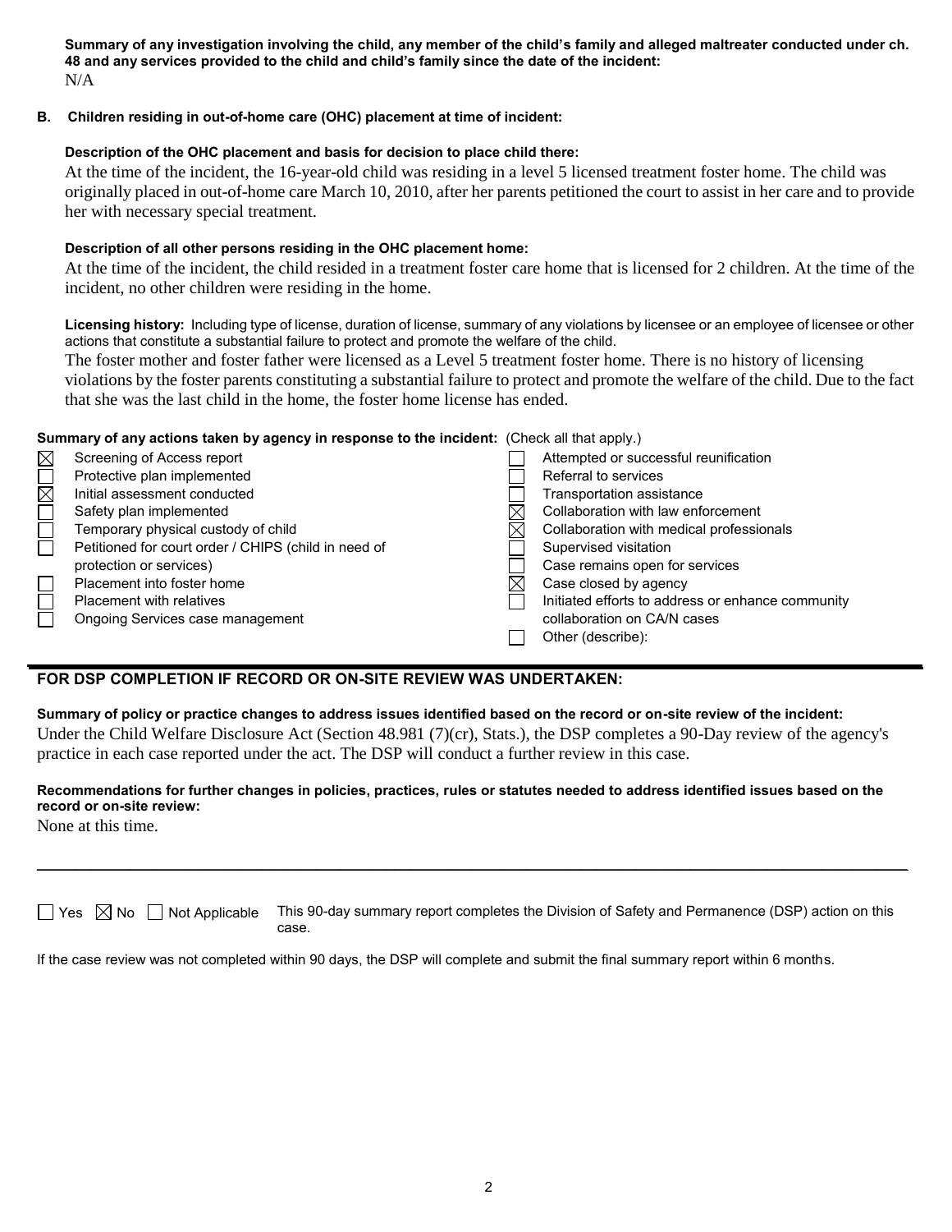**Summary of any investigation involving the child, any member of the child's family and alleged maltreater conducted under ch. 48 and any services provided to the child and child's family since the date of the incident:**
N/A

**B. Children residing in out-of-home care (OHC) placement at time of incident:**

**Description of the OHC placement and basis for decision to place child there:**
At the time of the incident, the 16-year-old child was residing in a level 5 licensed treatment foster home. The child was originally placed in out-of-home care March 10, 2010, after her parents petitioned the court to assist in her care and to provide her with necessary special treatment.

**Description of all other persons residing in the OHC placement home:**
At the time of the incident, the child resided in a treatment foster care home that is licensed for 2 children. At the time of the incident, no other children were residing in the home.

**Licensing history:** Including type of license, duration of license, summary of any violations by licensee or an employee of licensee or other actions that constitute a substantial failure to protect and promote the welfare of the child.
The foster mother and foster father were licensed as a Level 5 treatment foster home. There is no history of licensing violations by the foster parents constituting a substantial failure to protect and promote the welfare of the child. Due to the fact that she was the last child in the home, the foster home license has ended.

**Summary of any actions taken by agency in response to the incident:** (Check all that apply.)

- ☒ Screening of Access report
- ☐ Protective plan implemented
- ☒ Initial assessment conducted
- ☐ Safety plan implemented
- ☐ Temporary physical custody of child
- ☐ Petitioned for court order / CHIPS (child in need of protection or services)
- ☐ Placement into foster home
- ☐ Placement with relatives
- ☐ Ongoing Services case management
- ☐ Attempted or successful reunification
- ☐ Referral to services
- ☐ Transportation assistance
- ☒ Collaboration with law enforcement
- ☒ Collaboration with medical professionals
- ☐ Supervised visitation
- ☐ Case remains open for services
- ☒ Case closed by agency
- ☐ Initiated efforts to address or enhance community collaboration on CA/N cases
- ☐ Other (describe):

## FOR DSP COMPLETION IF RECORD OR ON-SITE REVIEW WAS UNDERTAKEN:

**Summary of policy or practice changes to address issues identified based on the record or on-site review of the incident:**
Under the Child Welfare Disclosure Act (Section 48.981 (7)(cr), Stats.), the DSP completes a 90-Day review of the agency's practice in each case reported under the act. The DSP will conduct a further review in this case.

**Recommendations for further changes in policies, practices, rules or statutes needed to address identified issues based on the record or on-site review:**
None at this time.

---

☐ Yes ☒ No ☐ Not Applicable This 90-day summary report completes the Division of Safety and Permanence (DSP) action on this case.

If the case review was not completed within 90 days, the DSP will complete and submit the final summary report within 6 months.